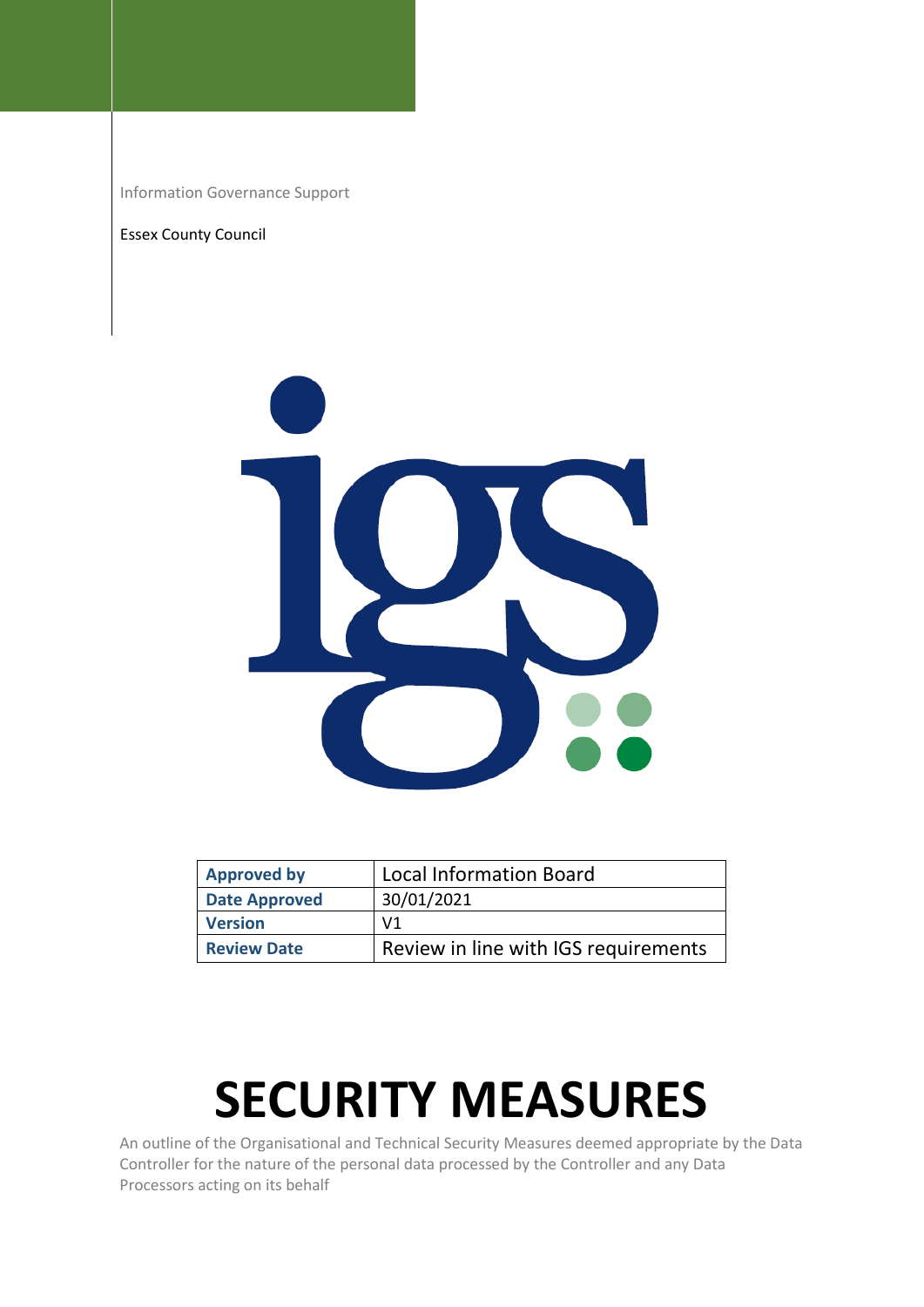Information Governance Support

Essex County Council

| Approved by | Local Information Board |
| --- | --- |
| Date Approved | 30/01/2021 |
| Version | V1 |
| Review Date | Review in line with IGS requirements |

# SECURITY MEASURES

An outline of the Organisational and Technical Security Measures deemed appropriate by the Data Controller for the nature of the personal data processed by the Controller and any Data Processors acting on its behalf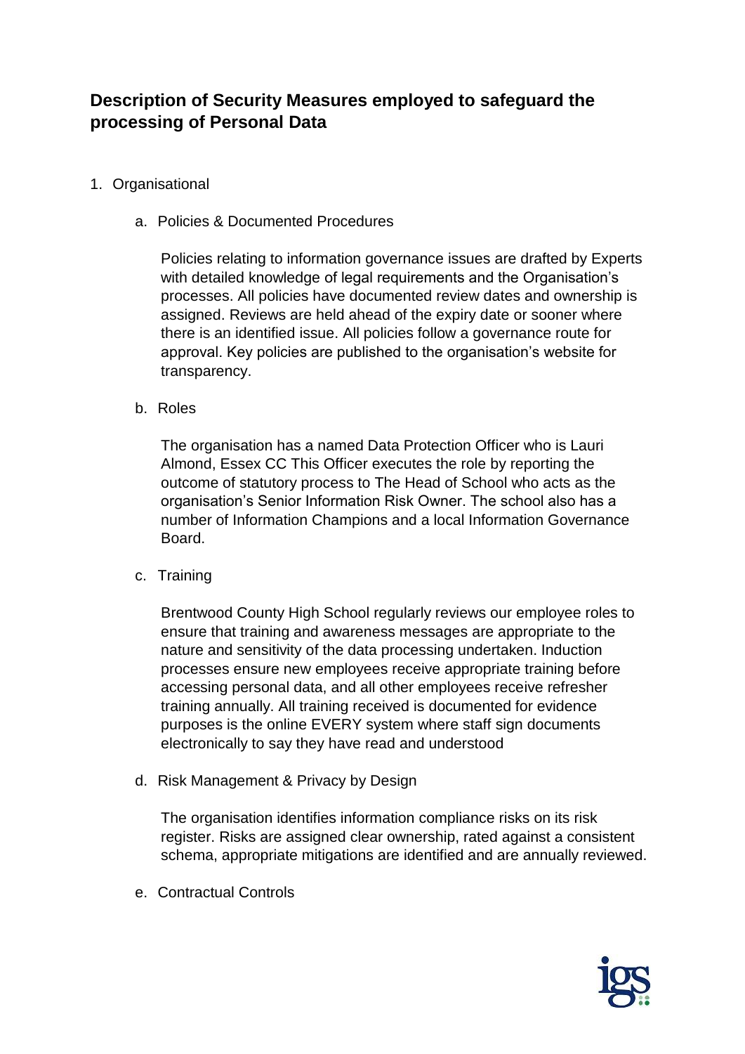## Description of Security Measures employed to safeguard the processing of Personal Data

1. Organisational

   a. Policies & Documented Procedures

      Policies relating to information governance issues are drafted by Experts with detailed knowledge of legal requirements and the Organisation's processes. All policies have documented review dates and ownership is assigned. Reviews are held ahead of the expiry date or sooner where there is an identified issue. All policies follow a governance route for approval. Key policies are published to the organisation's website for transparency.

   b. Roles

      The organisation has a named Data Protection Officer who is Lauri Almond, Essex CC This Officer executes the role by reporting the outcome of statutory process to The Head of School who acts as the organisation's Senior Information Risk Owner. The school also has a number of Information Champions and a local Information Governance Board.

   c. Training

      Brentwood County High School regularly reviews our employee roles to ensure that training and awareness messages are appropriate to the nature and sensitivity of the data processing undertaken. Induction processes ensure new employees receive appropriate training before accessing personal data, and all other employees receive refresher training annually. All training received is documented for evidence purposes is the online EVERY system where staff sign documents electronically to say they have read and understood

   d. Risk Management & Privacy by Design

      The organisation identifies information compliance risks on its risk register. Risks are assigned clear ownership, rated against a consistent schema, appropriate mitigations are identified and are annually reviewed.

   e. Contractual Controls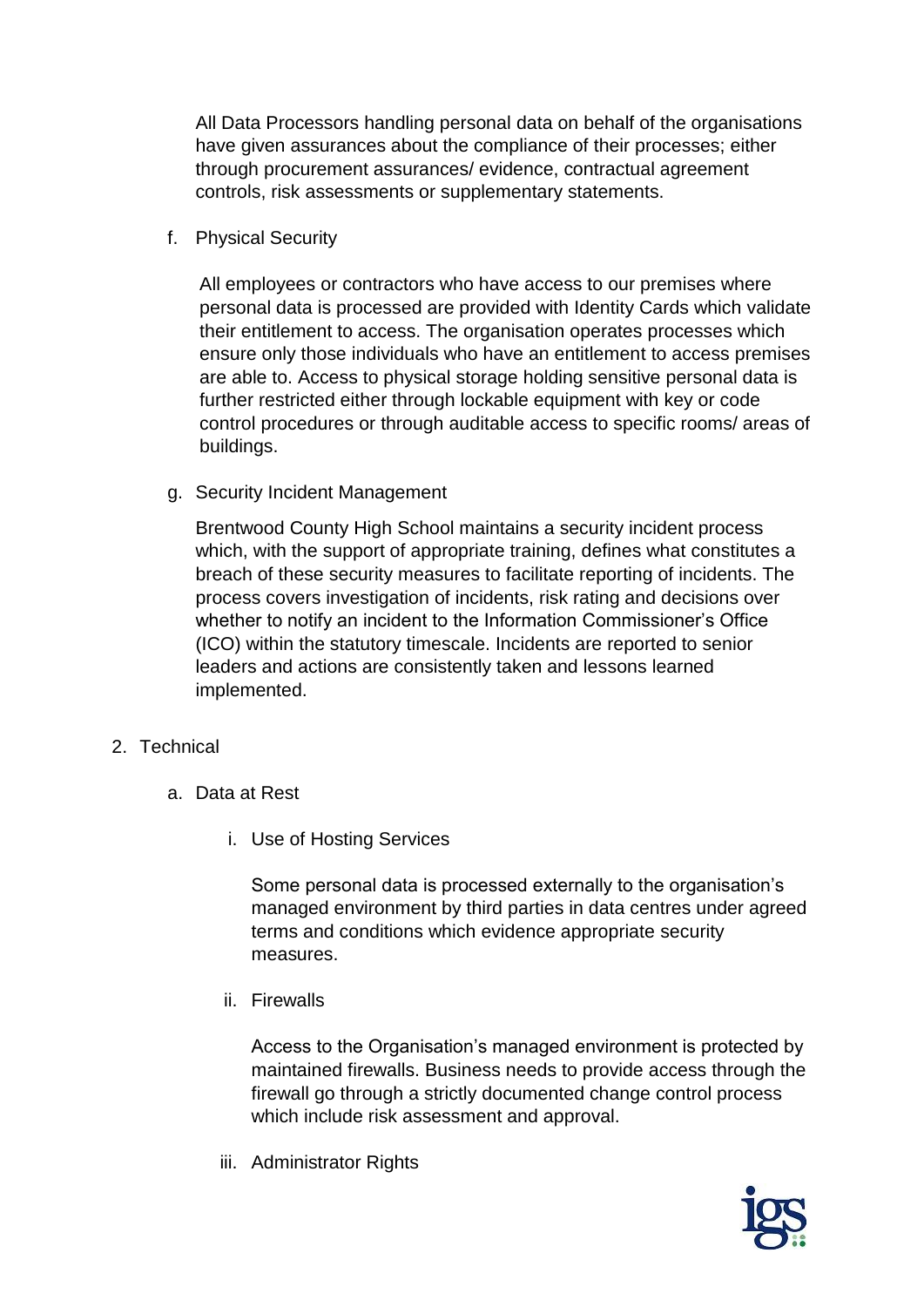All Data Processors handling personal data on behalf of the organisations have given assurances about the compliance of their processes; either through procurement assurances/ evidence, contractual agreement controls, risk assessments or supplementary statements.

f. Physical Security

All employees or contractors who have access to our premises where personal data is processed are provided with Identity Cards which validate their entitlement to access. The organisation operates processes which ensure only those individuals who have an entitlement to access premises are able to. Access to physical storage holding sensitive personal data is further restricted either through lockable equipment with key or code control procedures or through auditable access to specific rooms/ areas of buildings.

g. Security Incident Management

Brentwood County High School maintains a security incident process which, with the support of appropriate training, defines what constitutes a breach of these security measures to facilitate reporting of incidents. The process covers investigation of incidents, risk rating and decisions over whether to notify an incident to the Information Commissioner's Office (ICO) within the statutory timescale. Incidents are reported to senior leaders and actions are consistently taken and lessons learned implemented.

2. Technical

   a. Data at Rest

      i. Use of Hosting Services

      Some personal data is processed externally to the organisation's managed environment by third parties in data centres under agreed terms and conditions which evidence appropriate security measures.

      ii. Firewalls

      Access to the Organisation's managed environment is protected by maintained firewalls. Business needs to provide access through the firewall go through a strictly documented change control process which include risk assessment and approval.

      iii. Administrator Rights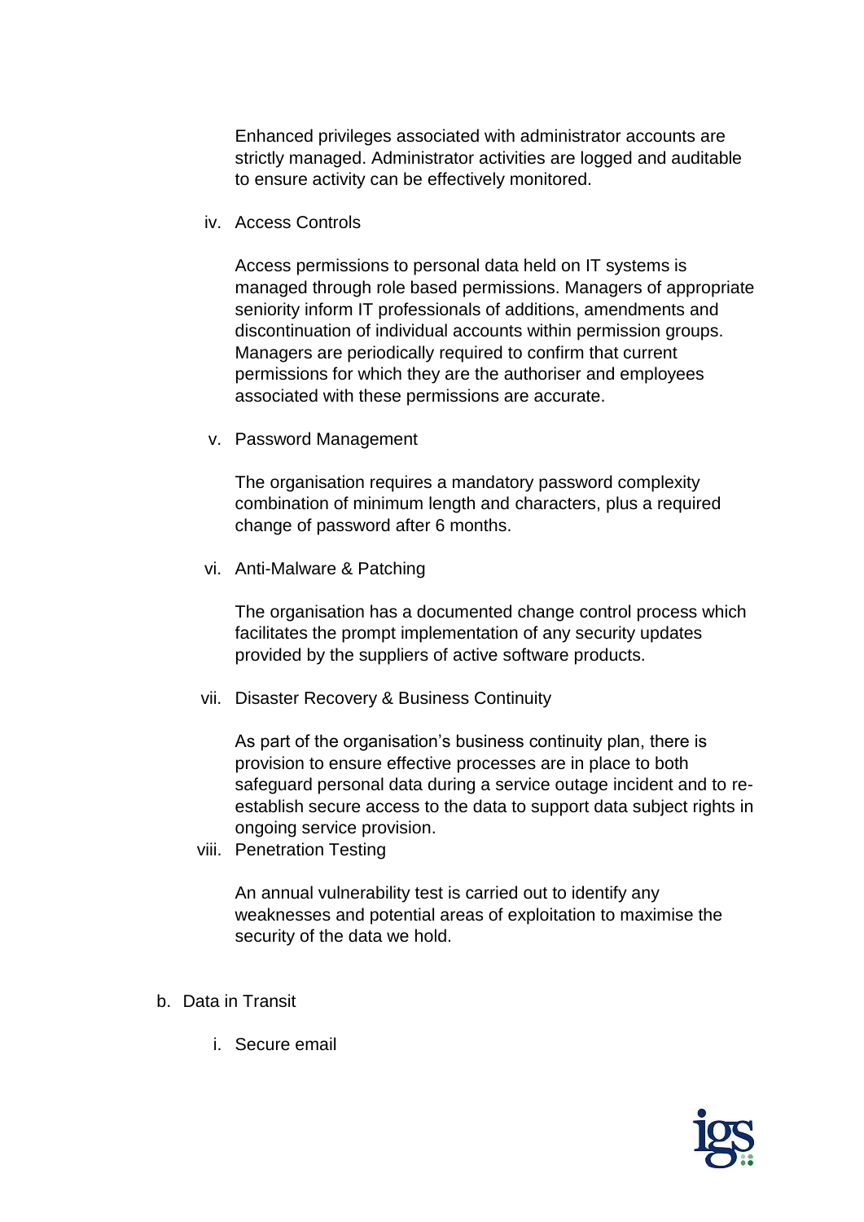Enhanced privileges associated with administrator accounts are strictly managed. Administrator activities are logged and auditable to ensure activity can be effectively monitored.

iv. Access Controls

Access permissions to personal data held on IT systems is managed through role based permissions. Managers of appropriate seniority inform IT professionals of additions, amendments and discontinuation of individual accounts within permission groups. Managers are periodically required to confirm that current permissions for which they are the authoriser and employees associated with these permissions are accurate.

v. Password Management

The organisation requires a mandatory password complexity combination of minimum length and characters, plus a required change of password after 6 months.

vi. Anti-Malware & Patching

The organisation has a documented change control process which facilitates the prompt implementation of any security updates provided by the suppliers of active software products.

vii. Disaster Recovery & Business Continuity

As part of the organisation's business continuity plan, there is provision to ensure effective processes are in place to both safeguard personal data during a service outage incident and to re-establish secure access to the data to support data subject rights in ongoing service provision.

viii. Penetration Testing

An annual vulnerability test is carried out to identify any weaknesses and potential areas of exploitation to maximise the security of the data we hold.

b. Data in Transit

i. Secure email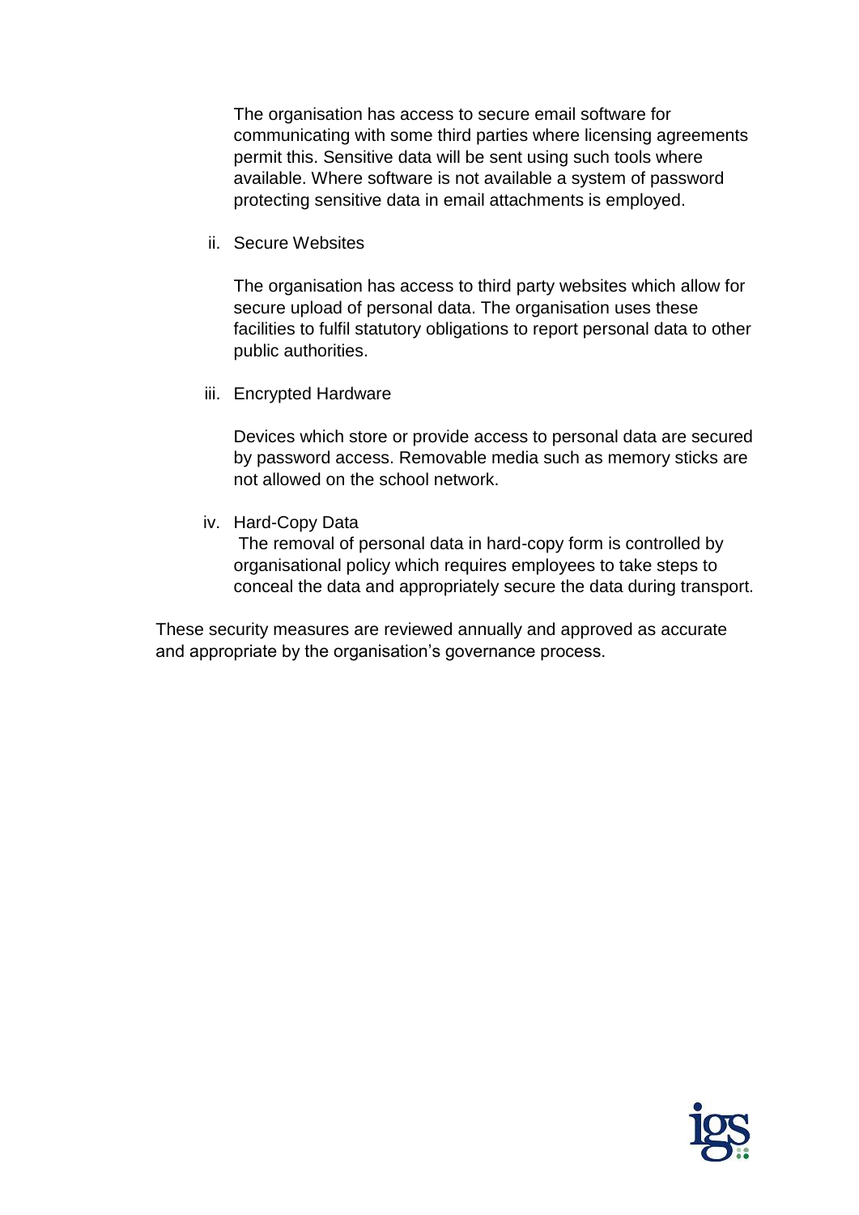The organisation has access to secure email software for communicating with some third parties where licensing agreements permit this. Sensitive data will be sent using such tools where available. Where software is not available a system of password protecting sensitive data in email attachments is employed.

ii. Secure Websites

The organisation has access to third party websites which allow for secure upload of personal data. The organisation uses these facilities to fulfil statutory obligations to report personal data to other public authorities.

iii. Encrypted Hardware

Devices which store or provide access to personal data are secured by password access. Removable media such as memory sticks are not allowed on the school network.

iv. Hard-Copy Data

The removal of personal data in hard-copy form is controlled by organisational policy which requires employees to take steps to conceal the data and appropriately secure the data during transport.

These security measures are reviewed annually and approved as accurate and appropriate by the organisation's governance process.